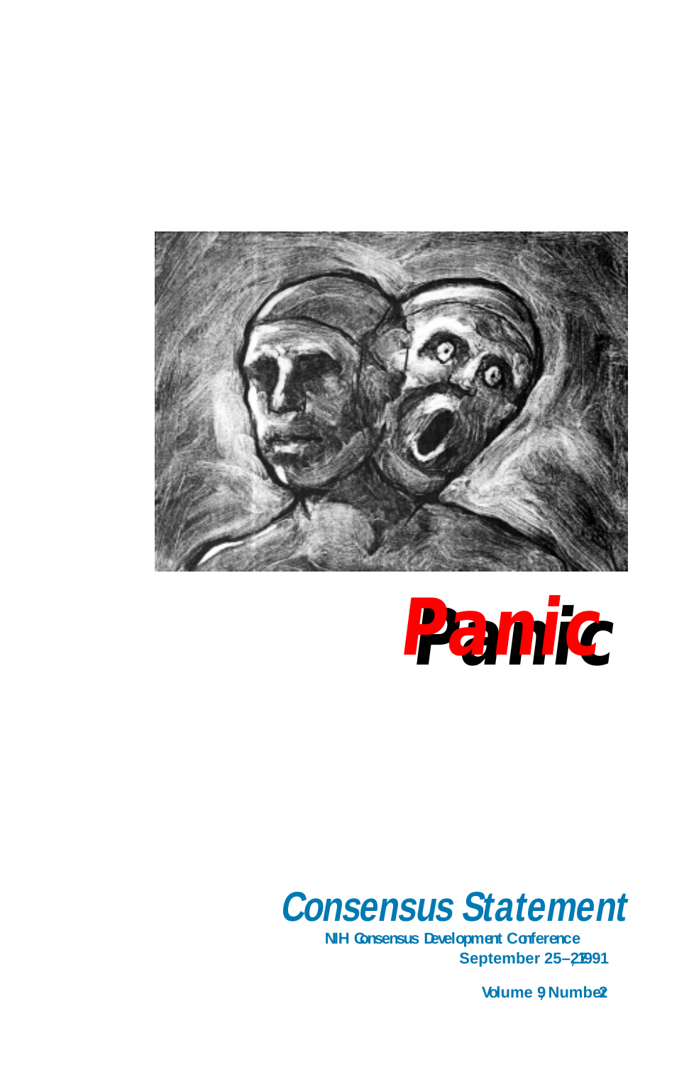# Panic

## Consensus Statement

NIH Consensus Development Conference

September 25–27, 1991

Volume 9, Number 2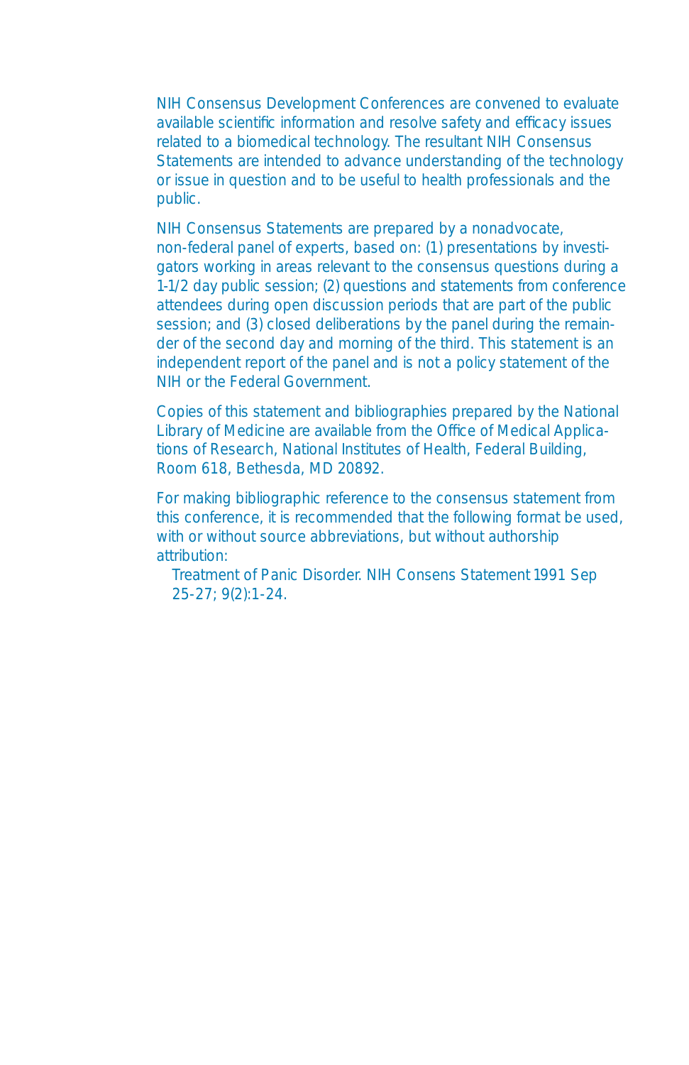NIH Consensus Development Conferences are convened to evaluate available scientific information and resolve safety and efficacy issues related to a biomedical technology. The resultant NIH Consensus Statements are intended to advance understanding of the technology or issue in question and to be useful to health professionals and the public.

NIH Consensus Statements are prepared by a nonadvocate, non-federal panel of experts, based on: (1) presentations by investigators working in areas relevant to the consensus questions during a 1-1/2 day public session; (2) questions and statements from conference attendees during open discussion periods that are part of the public session; and (3) closed deliberations by the panel during the remainder of the second day and morning of the third. This statement is an independent report of the panel and is not a policy statement of the NIH or the Federal Government.

Copies of this statement and bibliographies prepared by the National Library of Medicine are available from the Office of Medical Applications of Research, National Institutes of Health, Federal Building, Room 618, Bethesda, MD 20892.

For making bibliographic reference to the consensus statement from this conference, it is recommended that the following format be used, with or without source abbreviations, but without authorship attribution:

Treatment of Panic Disorder. NIH Consens Statement 1991 Sep 25-27; 9(2):1-24.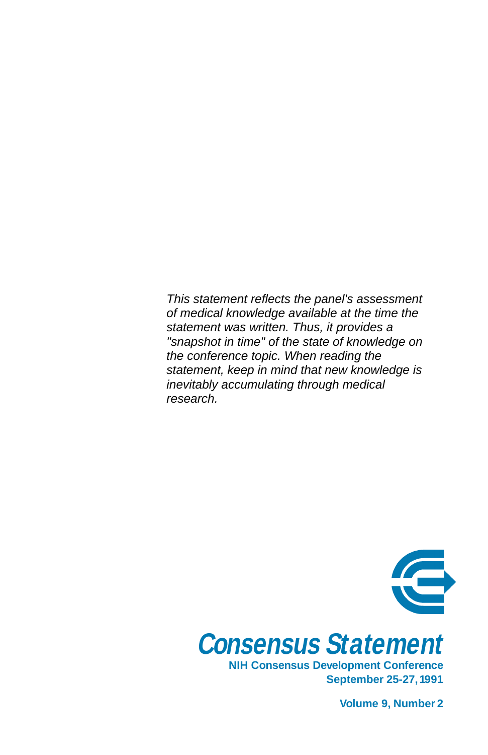*This statement reflects the panel's assessment of medical knowledge available at the time the statement was written. Thus, it provides a "snapshot in time" of the state of knowledge on the conference topic. When reading the statement, keep in mind that new knowledge is inevitably accumulating through medical research.*

# Consensus Statement

**NIH Consensus Development Conference**
**September 25-27, 1991**

**Volume 9, Number 2**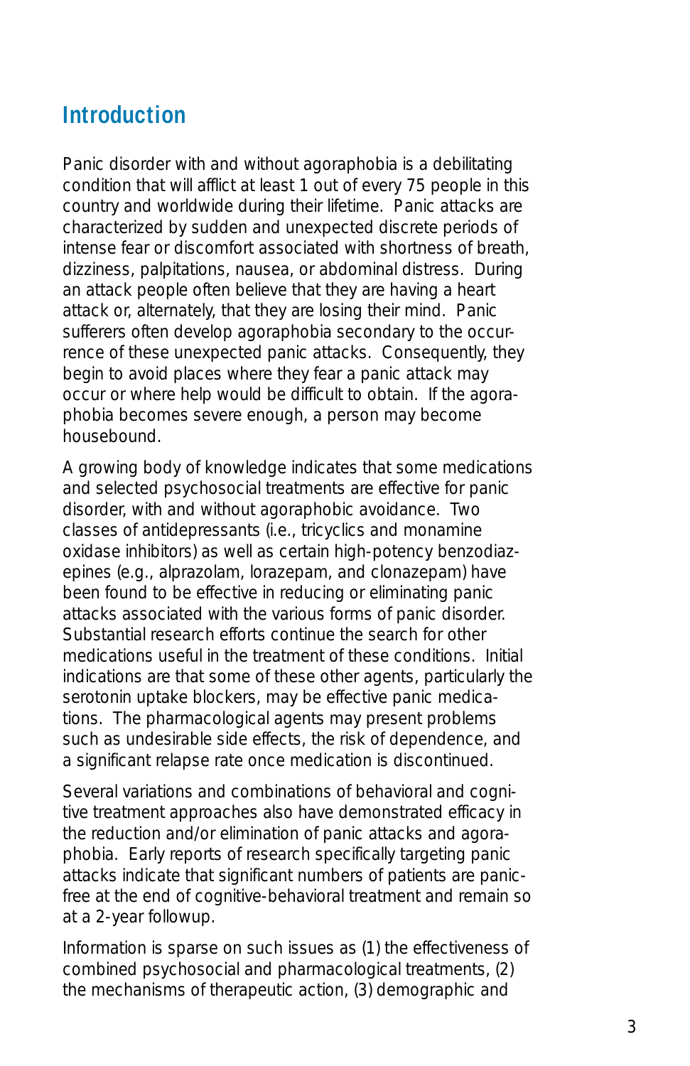## Introduction

Panic disorder with and without agoraphobia is a debilitating condition that will afflict at least 1 out of every 75 people in this country and worldwide during their lifetime. Panic attacks are characterized by sudden and unexpected discrete periods of intense fear or discomfort associated with shortness of breath, dizziness, palpitations, nausea, or abdominal distress. During an attack people often believe that they are having a heart attack or, alternately, that they are losing their mind. Panic sufferers often develop agoraphobia secondary to the occurrence of these unexpected panic attacks. Consequently, they begin to avoid places where they fear a panic attack may occur or where help would be difficult to obtain. If the agoraphobia becomes severe enough, a person may become housebound.

A growing body of knowledge indicates that some medications and selected psychosocial treatments are effective for panic disorder, with and without agoraphobic avoidance. Two classes of antidepressants (i.e., tricyclics and monamine oxidase inhibitors) as well as certain high-potency benzodiazepines (e.g., alprazolam, lorazepam, and clonazepam) have been found to be effective in reducing or eliminating panic attacks associated with the various forms of panic disorder. Substantial research efforts continue the search for other medications useful in the treatment of these conditions. Initial indications are that some of these other agents, particularly the serotonin uptake blockers, may be effective panic medications. The pharmacological agents may present problems such as undesirable side effects, the risk of dependence, and a significant relapse rate once medication is discontinued.

Several variations and combinations of behavioral and cognitive treatment approaches also have demonstrated efficacy in the reduction and/or elimination of panic attacks and agoraphobia. Early reports of research specifically targeting panic attacks indicate that significant numbers of patients are panic-free at the end of cognitive-behavioral treatment and remain so at a 2-year followup.

Information is sparse on such issues as (1) the effectiveness of combined psychosocial and pharmacological treatments, (2) the mechanisms of therapeutic action, (3) demographic and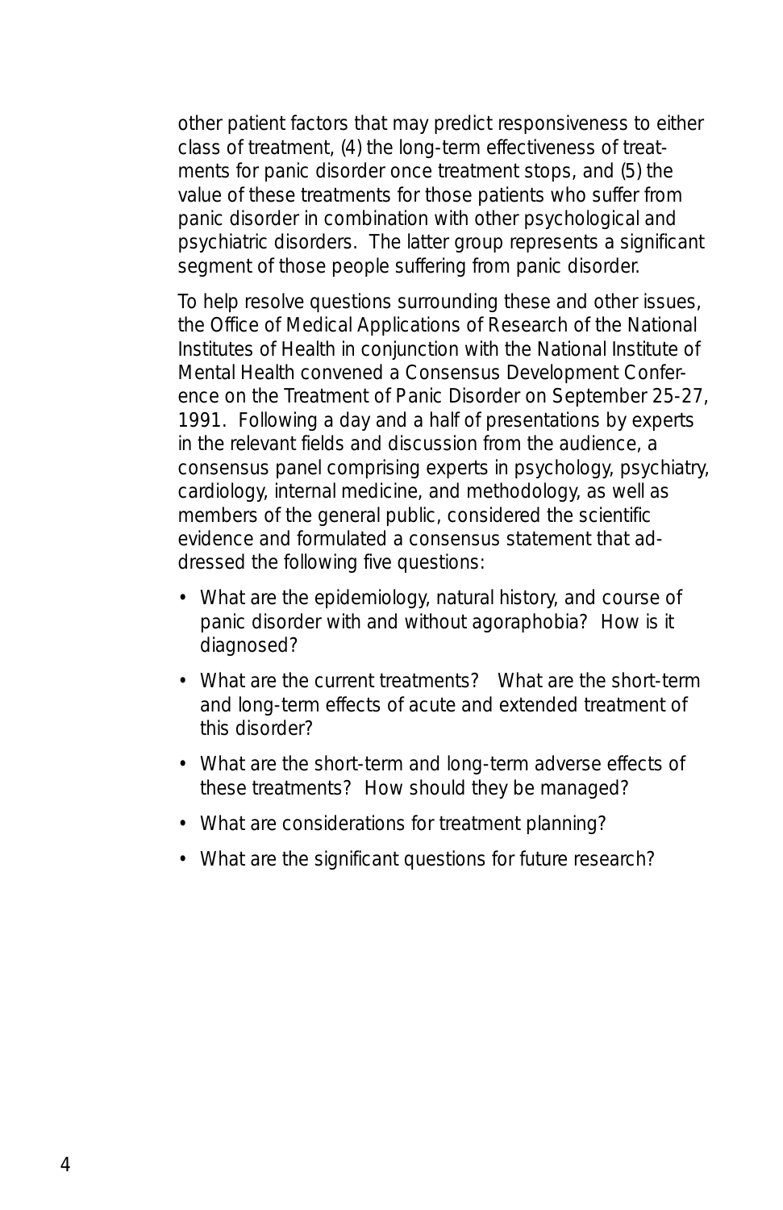other patient factors that may predict responsiveness to either class of treatment, (4) the long-term effectiveness of treatments for panic disorder once treatment stops, and (5) the value of these treatments for those patients who suffer from panic disorder in combination with other psychological and psychiatric disorders. The latter group represents a significant segment of those people suffering from panic disorder.

To help resolve questions surrounding these and other issues, the Office of Medical Applications of Research of the National Institutes of Health in conjunction with the National Institute of Mental Health convened a Consensus Development Conference on the Treatment of Panic Disorder on September 25-27, 1991. Following a day and a half of presentations by experts in the relevant fields and discussion from the audience, a consensus panel comprising experts in psychology, psychiatry, cardiology, internal medicine, and methodology, as well as members of the general public, considered the scientific evidence and formulated a consensus statement that addressed the following five questions:

- What are the epidemiology, natural history, and course of panic disorder with and without agoraphobia? How is it diagnosed?
- What are the current treatments? What are the short-term and long-term effects of acute and extended treatment of this disorder?
- What are the short-term and long-term adverse effects of these treatments? How should they be managed?
- What are considerations for treatment planning?
- What are the significant questions for future research?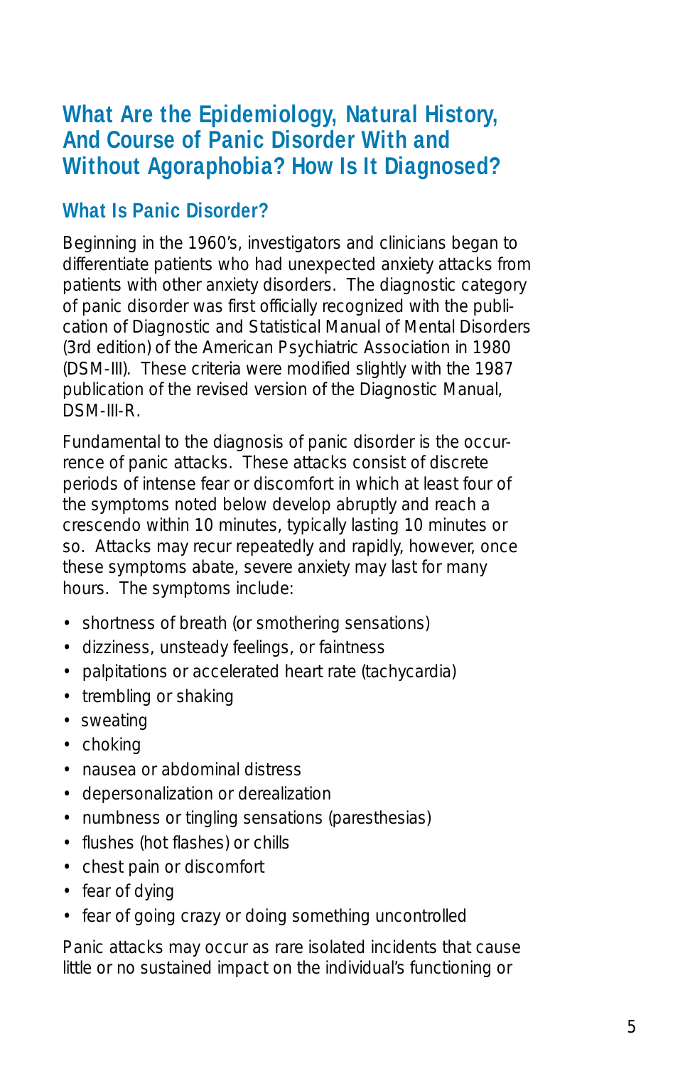## What Are the Epidemiology, Natural History, And Course of Panic Disorder With and Without Agoraphobia? How Is It Diagnosed?

### What Is Panic Disorder?

Beginning in the 1960's, investigators and clinicians began to differentiate patients who had unexpected anxiety attacks from patients with other anxiety disorders. The diagnostic category of panic disorder was first officially recognized with the publication of Diagnostic and Statistical Manual of Mental Disorders (3rd edition) of the American Psychiatric Association in 1980 (DSM-III). These criteria were modified slightly with the 1987 publication of the revised version of the Diagnostic Manual, DSM-III-R.

Fundamental to the diagnosis of panic disorder is the occurrence of panic attacks. These attacks consist of discrete periods of intense fear or discomfort in which at least four of the symptoms noted below develop abruptly and reach a crescendo within 10 minutes, typically lasting 10 minutes or so. Attacks may recur repeatedly and rapidly, however, once these symptoms abate, severe anxiety may last for many hours. The symptoms include:

- shortness of breath (or smothering sensations)
- dizziness, unsteady feelings, or faintness
- palpitations or accelerated heart rate (tachycardia)
- trembling or shaking
- sweating
- choking
- nausea or abdominal distress
- depersonalization or derealization
- numbness or tingling sensations (paresthesias)
- flushes (hot flashes) or chills
- chest pain or discomfort
- fear of dying
- fear of going crazy or doing something uncontrolled

Panic attacks may occur as rare isolated incidents that cause little or no sustained impact on the individual's functioning or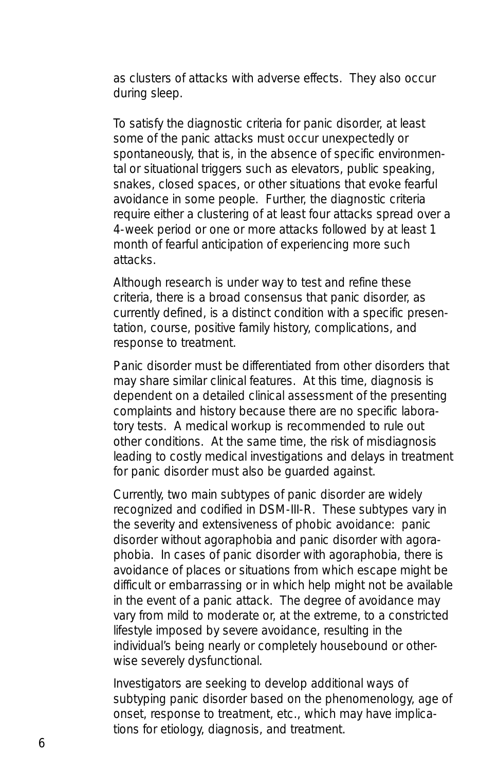as clusters of attacks with adverse effects. They also occur during sleep.

To satisfy the diagnostic criteria for panic disorder, at least some of the panic attacks must occur unexpectedly or spontaneously, that is, in the absence of specific environmental or situational triggers such as elevators, public speaking, snakes, closed spaces, or other situations that evoke fearful avoidance in some people. Further, the diagnostic criteria require either a clustering of at least four attacks spread over a 4-week period or one or more attacks followed by at least 1 month of fearful anticipation of experiencing more such attacks.

Although research is under way to test and refine these criteria, there is a broad consensus that panic disorder, as currently defined, is a distinct condition with a specific presentation, course, positive family history, complications, and response to treatment.

Panic disorder must be differentiated from other disorders that may share similar clinical features. At this time, diagnosis is dependent on a detailed clinical assessment of the presenting complaints and history because there are no specific laboratory tests. A medical workup is recommended to rule out other conditions. At the same time, the risk of misdiagnosis leading to costly medical investigations and delays in treatment for panic disorder must also be guarded against.

Currently, two main subtypes of panic disorder are widely recognized and codified in DSM-III-R. These subtypes vary in the severity and extensiveness of phobic avoidance: panic disorder without agoraphobia and panic disorder with agoraphobia. In cases of panic disorder with agoraphobia, there is avoidance of places or situations from which escape might be difficult or embarrassing or in which help might not be available in the event of a panic attack. The degree of avoidance may vary from mild to moderate or, at the extreme, to a constricted lifestyle imposed by severe avoidance, resulting in the individual's being nearly or completely housebound or otherwise severely dysfunctional.

Investigators are seeking to develop additional ways of subtyping panic disorder based on the phenomenology, age of onset, response to treatment, etc., which may have implications for etiology, diagnosis, and treatment.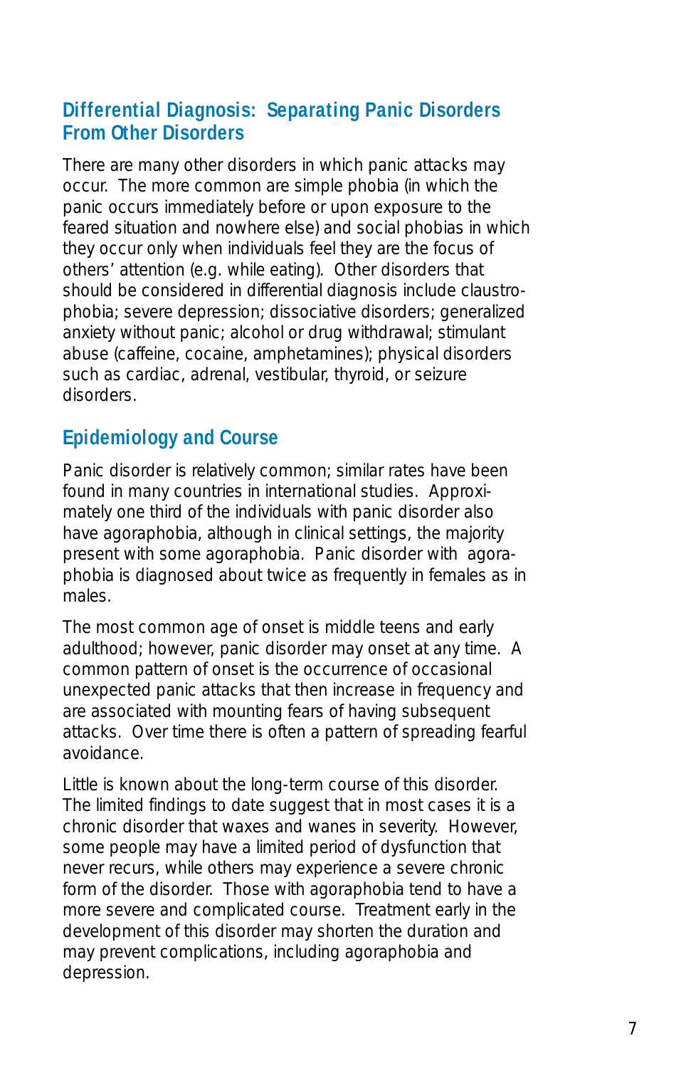## Differential Diagnosis: Separating Panic Disorders From Other Disorders

There are many other disorders in which panic attacks may occur. The more common are simple phobia (in which the panic occurs immediately before or upon exposure to the feared situation and nowhere else) and social phobias in which they occur only when individuals feel they are the focus of others' attention (e.g. while eating). Other disorders that should be considered in differential diagnosis include claustrophobia; severe depression; dissociative disorders; generalized anxiety without panic; alcohol or drug withdrawal; stimulant abuse (caffeine, cocaine, amphetamines); physical disorders such as cardiac, adrenal, vestibular, thyroid, or seizure disorders.

## Epidemiology and Course

Panic disorder is relatively common; similar rates have been found in many countries in international studies. Approximately one third of the individuals with panic disorder also have agoraphobia, although in clinical settings, the majority present with some agoraphobia. Panic disorder with agoraphobia is diagnosed about twice as frequently in females as in males.

The most common age of onset is middle teens and early adulthood; however, panic disorder may onset at any time. A common pattern of onset is the occurrence of occasional unexpected panic attacks that then increase in frequency and are associated with mounting fears of having subsequent attacks. Over time there is often a pattern of spreading fearful avoidance.

Little is known about the long-term course of this disorder. The limited findings to date suggest that in most cases it is a chronic disorder that waxes and wanes in severity. However, some people may have a limited period of dysfunction that never recurs, while others may experience a severe chronic form of the disorder. Those with agoraphobia tend to have a more severe and complicated course. Treatment early in the development of this disorder may shorten the duration and may prevent complications, including agoraphobia and depression.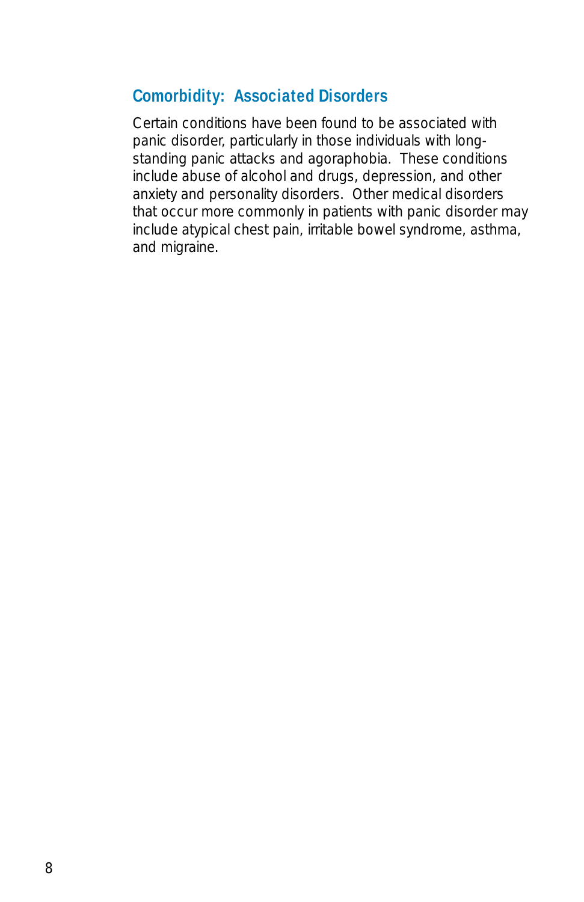## Comorbidity: Associated Disorders

Certain conditions have been found to be associated with panic disorder, particularly in those individuals with long-standing panic attacks and agoraphobia. These conditions include abuse of alcohol and drugs, depression, and other anxiety and personality disorders. Other medical disorders that occur more commonly in patients with panic disorder may include atypical chest pain, irritable bowel syndrome, asthma, and migraine.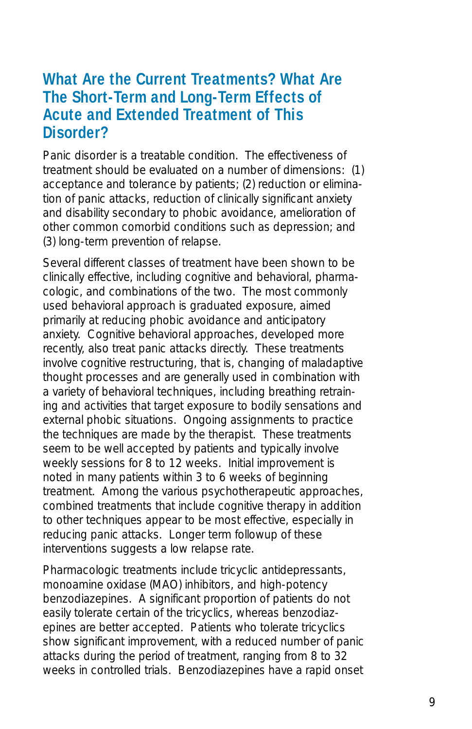## What Are the Current Treatments? What Are The Short-Term and Long-Term Effects of Acute and Extended Treatment of This Disorder?

Panic disorder is a treatable condition. The effectiveness of treatment should be evaluated on a number of dimensions: (1) acceptance and tolerance by patients; (2) reduction or elimination of panic attacks, reduction of clinically significant anxiety and disability secondary to phobic avoidance, amelioration of other common comorbid conditions such as depression; and (3) long-term prevention of relapse.

Several different classes of treatment have been shown to be clinically effective, including cognitive and behavioral, pharmacologic, and combinations of the two. The most commonly used behavioral approach is graduated exposure, aimed primarily at reducing phobic avoidance and anticipatory anxiety. Cognitive behavioral approaches, developed more recently, also treat panic attacks directly. These treatments involve cognitive restructuring, that is, changing of maladaptive thought processes and are generally used in combination with a variety of behavioral techniques, including breathing retraining and activities that target exposure to bodily sensations and external phobic situations. Ongoing assignments to practice the techniques are made by the therapist. These treatments seem to be well accepted by patients and typically involve weekly sessions for 8 to 12 weeks. Initial improvement is noted in many patients within 3 to 6 weeks of beginning treatment. Among the various psychotherapeutic approaches, combined treatments that include cognitive therapy in addition to other techniques appear to be most effective, especially in reducing panic attacks. Longer term followup of these interventions suggests a low relapse rate.

Pharmacologic treatments include tricyclic antidepressants, monoamine oxidase (MAO) inhibitors, and high-potency benzodiazepines. A significant proportion of patients do not easily tolerate certain of the tricyclics, whereas benzodiazepines are better accepted. Patients who tolerate tricyclics show significant improvement, with a reduced number of panic attacks during the period of treatment, ranging from 8 to 32 weeks in controlled trials. Benzodiazepines have a rapid onset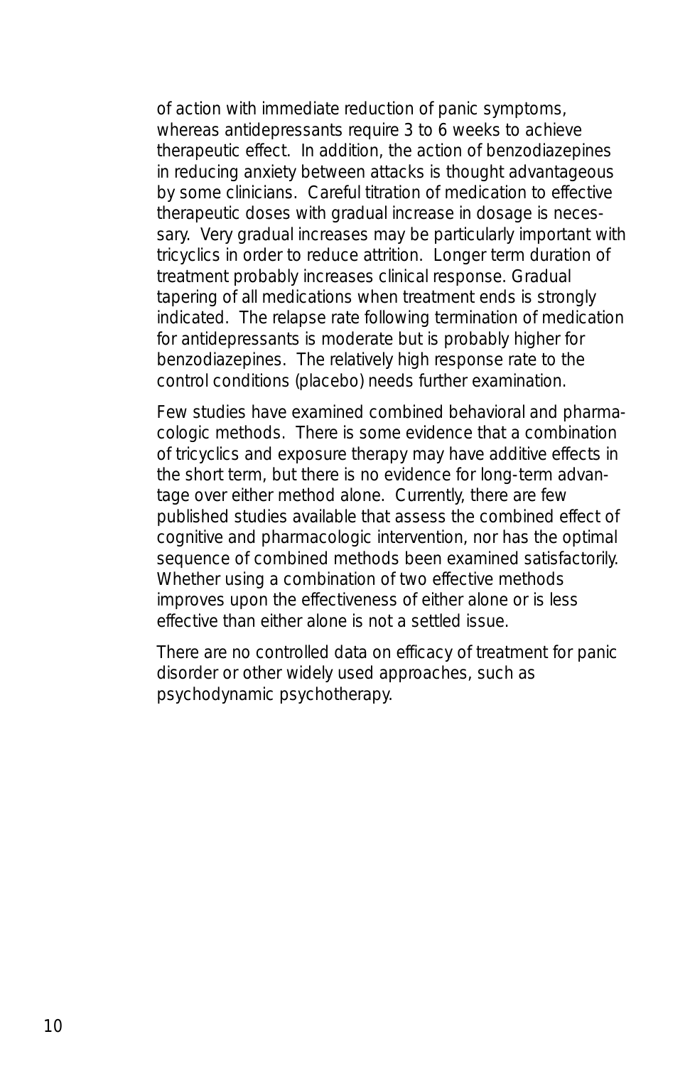of action with immediate reduction of panic symptoms, whereas antidepressants require 3 to 6 weeks to achieve therapeutic effect. In addition, the action of benzodiazepines in reducing anxiety between attacks is thought advantageous by some clinicians. Careful titration of medication to effective therapeutic doses with gradual increase in dosage is necessary. Very gradual increases may be particularly important with tricyclics in order to reduce attrition. Longer term duration of treatment probably increases clinical response. Gradual tapering of all medications when treatment ends is strongly indicated. The relapse rate following termination of medication for antidepressants is moderate but is probably higher for benzodiazepines. The relatively high response rate to the control conditions (placebo) needs further examination.

Few studies have examined combined behavioral and pharmacologic methods. There is some evidence that a combination of tricyclics and exposure therapy may have additive effects in the short term, but there is no evidence for long-term advantage over either method alone. Currently, there are few published studies available that assess the combined effect of cognitive and pharmacologic intervention, nor has the optimal sequence of combined methods been examined satisfactorily. Whether using a combination of two effective methods improves upon the effectiveness of either alone or is less effective than either alone is not a settled issue.

There are no controlled data on efficacy of treatment for panic disorder or other widely used approaches, such as psychodynamic psychotherapy.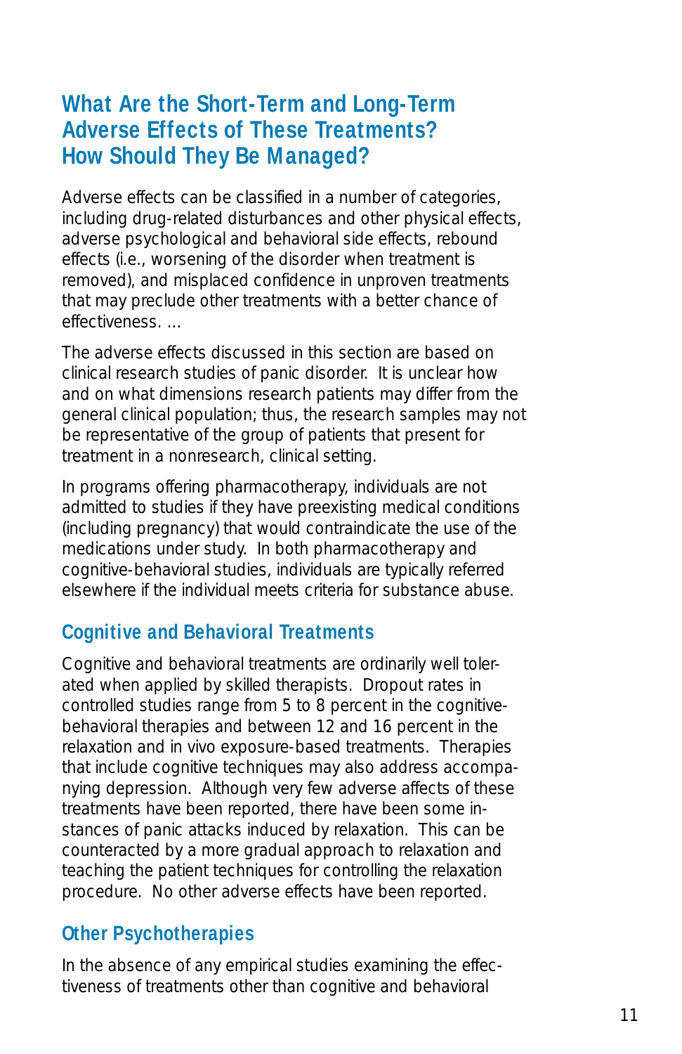## What Are the Short-Term and Long-Term Adverse Effects of These Treatments? How Should They Be Managed?

Adverse effects can be classified in a number of categories, including drug-related disturbances and other physical effects, adverse psychological and behavioral side effects, rebound effects (i.e., worsening of the disorder when treatment is removed), and misplaced confidence in unproven treatments that may preclude other treatments with a better chance of effectiveness. ...

The adverse effects discussed in this section are based on clinical research studies of panic disorder. It is unclear how and on what dimensions research patients may differ from the general clinical population; thus, the research samples may not be representative of the group of patients that present for treatment in a nonresearch, clinical setting.

In programs offering pharmacotherapy, individuals are not admitted to studies if they have preexisting medical conditions (including pregnancy) that would contraindicate the use of the medications under study. In both pharmacotherapy and cognitive-behavioral studies, individuals are typically referred elsewhere if the individual meets criteria for substance abuse.

### Cognitive and Behavioral Treatments

Cognitive and behavioral treatments are ordinarily well tolerated when applied by skilled therapists. Dropout rates in controlled studies range from 5 to 8 percent in the cognitive-behavioral therapies and between 12 and 16 percent in the relaxation and in vivo exposure-based treatments. Therapies that include cognitive techniques may also address accompanying depression. Although very few adverse affects of these treatments have been reported, there have been some instances of panic attacks induced by relaxation. This can be counteracted by a more gradual approach to relaxation and teaching the patient techniques for controlling the relaxation procedure. No other adverse effects have been reported.

### Other Psychotherapies

In the absence of any empirical studies examining the effectiveness of treatments other than cognitive and behavioral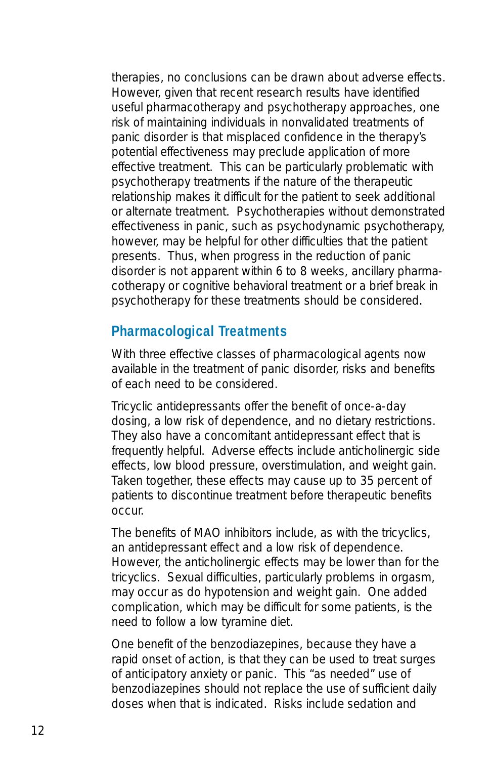therapies, no conclusions can be drawn about adverse effects. However, given that recent research results have identified useful pharmacotherapy and psychotherapy approaches, one risk of maintaining individuals in nonvalidated treatments of panic disorder is that misplaced confidence in the therapy's potential effectiveness may preclude application of more effective treatment. This can be particularly problematic with psychotherapy treatments if the nature of the therapeutic relationship makes it difficult for the patient to seek additional or alternate treatment. Psychotherapies without demonstrated effectiveness in panic, such as psychodynamic psychotherapy, however, may be helpful for other difficulties that the patient presents. Thus, when progress in the reduction of panic disorder is not apparent within 6 to 8 weeks, ancillary pharmacotherapy or cognitive behavioral treatment or a brief break in psychotherapy for these treatments should be considered.

## Pharmacological Treatments

With three effective classes of pharmacological agents now available in the treatment of panic disorder, risks and benefits of each need to be considered.

Tricyclic antidepressants offer the benefit of once-a-day dosing, a low risk of dependence, and no dietary restrictions. They also have a concomitant antidepressant effect that is frequently helpful. Adverse effects include anticholinergic side effects, low blood pressure, overstimulation, and weight gain. Taken together, these effects may cause up to 35 percent of patients to discontinue treatment before therapeutic benefits occur.

The benefits of MAO inhibitors include, as with the tricyclics, an antidepressant effect and a low risk of dependence. However, the anticholinergic effects may be lower than for the tricyclics. Sexual difficulties, particularly problems in orgasm, may occur as do hypotension and weight gain. One added complication, which may be difficult for some patients, is the need to follow a low tyramine diet.

One benefit of the benzodiazepines, because they have a rapid onset of action, is that they can be used to treat surges of anticipatory anxiety or panic. This "as needed" use of benzodiazepines should not replace the use of sufficient daily doses when that is indicated. Risks include sedation and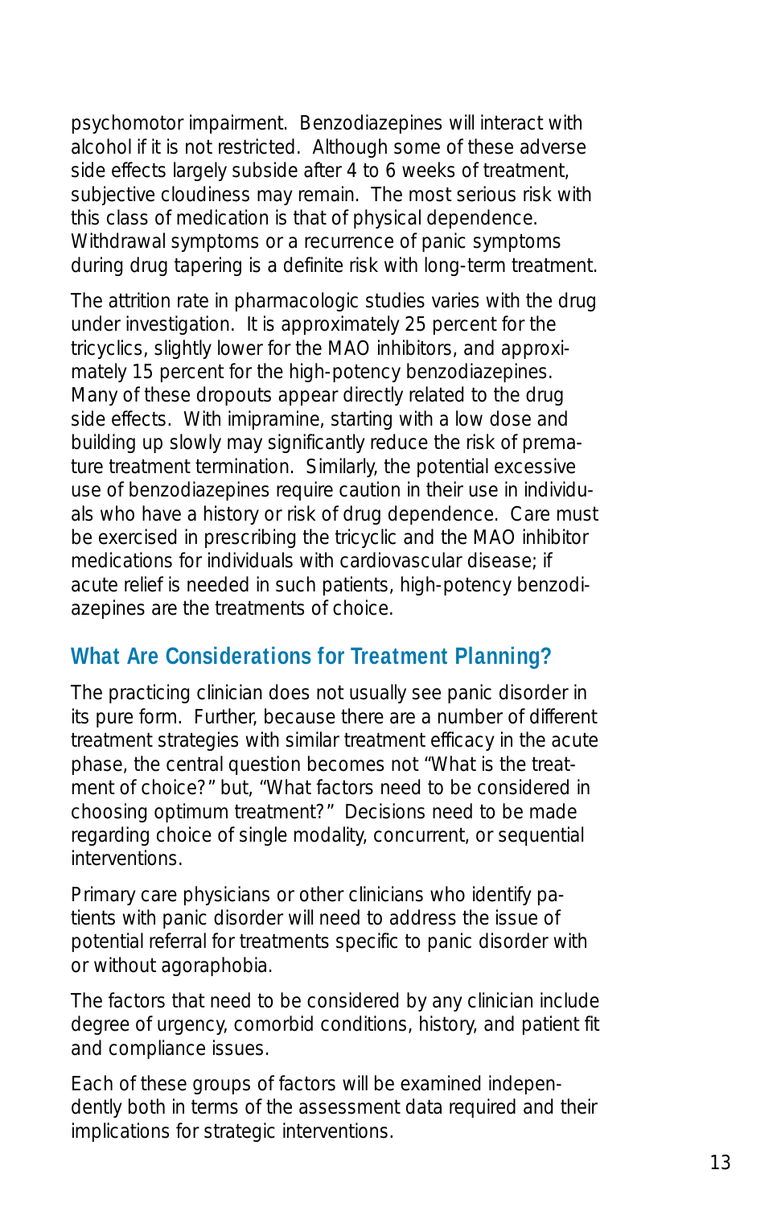psychomotor impairment. Benzodiazepines will interact with alcohol if it is not restricted. Although some of these adverse side effects largely subside after 4 to 6 weeks of treatment, subjective cloudiness may remain. The most serious risk with this class of medication is that of physical dependence. Withdrawal symptoms or a recurrence of panic symptoms during drug tapering is a definite risk with long-term treatment.

The attrition rate in pharmacologic studies varies with the drug under investigation. It is approximately 25 percent for the tricyclics, slightly lower for the MAO inhibitors, and approximately 15 percent for the high-potency benzodiazepines. Many of these dropouts appear directly related to the drug side effects. With imipramine, starting with a low dose and building up slowly may significantly reduce the risk of premature treatment termination. Similarly, the potential excessive use of benzodiazepines require caution in their use in individuals who have a history or risk of drug dependence. Care must be exercised in prescribing the tricyclic and the MAO inhibitor medications for individuals with cardiovascular disease; if acute relief is needed in such patients, high-potency benzodiazepines are the treatments of choice.

## What Are Considerations for Treatment Planning?

The practicing clinician does not usually see panic disorder in its pure form. Further, because there are a number of different treatment strategies with similar treatment efficacy in the acute phase, the central question becomes not "What is the treatment of choice?" but, "What factors need to be considered in choosing optimum treatment?" Decisions need to be made regarding choice of single modality, concurrent, or sequential interventions.

Primary care physicians or other clinicians who identify patients with panic disorder will need to address the issue of potential referral for treatments specific to panic disorder with or without agoraphobia.

The factors that need to be considered by any clinician include degree of urgency, comorbid conditions, history, and patient fit and compliance issues.

Each of these groups of factors will be examined independently both in terms of the assessment data required and their implications for strategic interventions.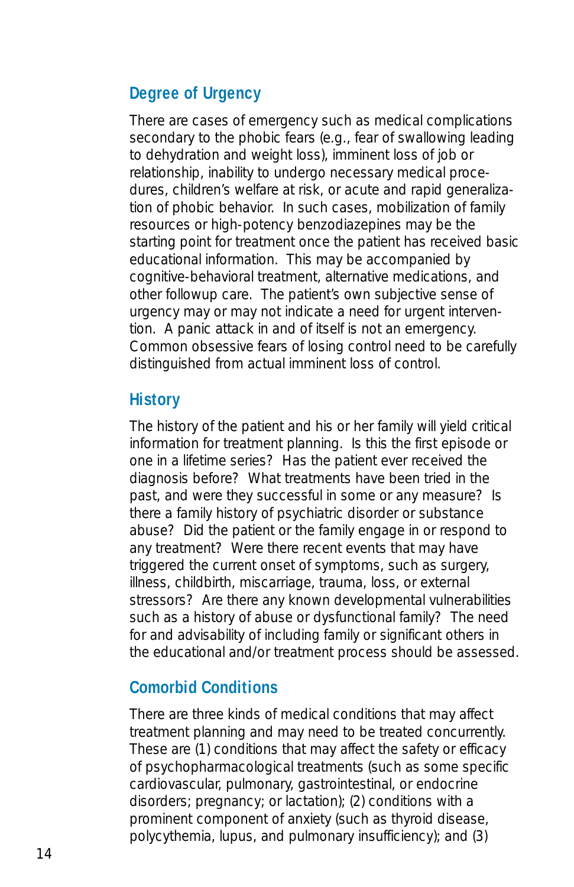## Degree of Urgency

There are cases of emergency such as medical complications secondary to the phobic fears (e.g., fear of swallowing leading to dehydration and weight loss), imminent loss of job or relationship, inability to undergo necessary medical procedures, children's welfare at risk, or acute and rapid generalization of phobic behavior. In such cases, mobilization of family resources or high-potency benzodiazepines may be the starting point for treatment once the patient has received basic educational information. This may be accompanied by cognitive-behavioral treatment, alternative medications, and other followup care. The patient's own subjective sense of urgency may or may not indicate a need for urgent intervention. A panic attack in and of itself is not an emergency. Common obsessive fears of losing control need to be carefully distinguished from actual imminent loss of control.

## History

The history of the patient and his or her family will yield critical information for treatment planning. Is this the first episode or one in a lifetime series? Has the patient ever received the diagnosis before? What treatments have been tried in the past, and were they successful in some or any measure? Is there a family history of psychiatric disorder or substance abuse? Did the patient or the family engage in or respond to any treatment? Were there recent events that may have triggered the current onset of symptoms, such as surgery, illness, childbirth, miscarriage, trauma, loss, or external stressors? Are there any known developmental vulnerabilities such as a history of abuse or dysfunctional family? The need for and advisability of including family or significant others in the educational and/or treatment process should be assessed.

## Comorbid Conditions

There are three kinds of medical conditions that may affect treatment planning and may need to be treated concurrently. These are (1) conditions that may affect the safety or efficacy of psychopharmacological treatments (such as some specific cardiovascular, pulmonary, gastrointestinal, or endocrine disorders; pregnancy; or lactation); (2) conditions with a prominent component of anxiety (such as thyroid disease, polycythemia, lupus, and pulmonary insufficiency); and (3)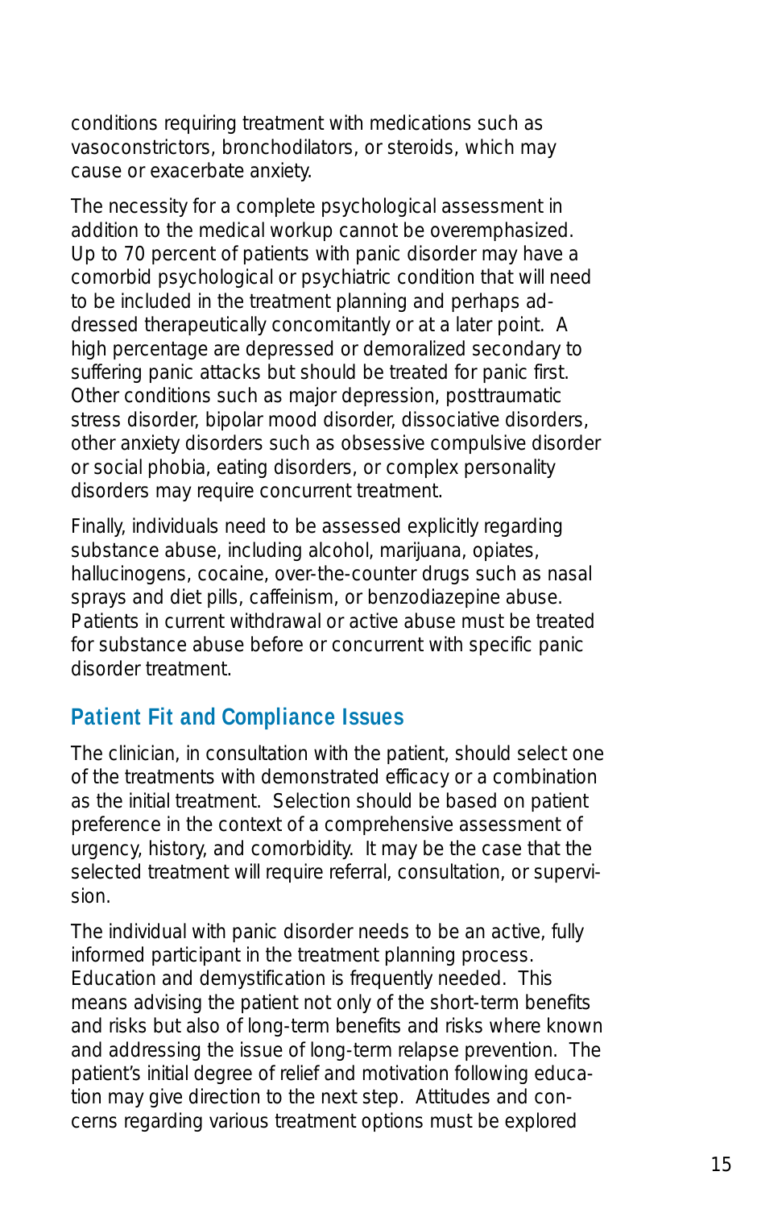conditions requiring treatment with medications such as vasoconstrictors, bronchodilators, or steroids, which may cause or exacerbate anxiety.

The necessity for a complete psychological assessment in addition to the medical workup cannot be overemphasized. Up to 70 percent of patients with panic disorder may have a comorbid psychological or psychiatric condition that will need to be included in the treatment planning and perhaps addressed therapeutically concomitantly or at a later point. A high percentage are depressed or demoralized secondary to suffering panic attacks but should be treated for panic first. Other conditions such as major depression, posttraumatic stress disorder, bipolar mood disorder, dissociative disorders, other anxiety disorders such as obsessive compulsive disorder or social phobia, eating disorders, or complex personality disorders may require concurrent treatment.

Finally, individuals need to be assessed explicitly regarding substance abuse, including alcohol, marijuana, opiates, hallucinogens, cocaine, over-the-counter drugs such as nasal sprays and diet pills, caffeinism, or benzodiazepine abuse. Patients in current withdrawal or active abuse must be treated for substance abuse before or concurrent with specific panic disorder treatment.

## Patient Fit and Compliance Issues

The clinician, in consultation with the patient, should select one of the treatments with demonstrated efficacy or a combination as the initial treatment. Selection should be based on patient preference in the context of a comprehensive assessment of urgency, history, and comorbidity. It may be the case that the selected treatment will require referral, consultation, or supervision.

The individual with panic disorder needs to be an active, fully informed participant in the treatment planning process. Education and demystification is frequently needed. This means advising the patient not only of the short-term benefits and risks but also of long-term benefits and risks where known and addressing the issue of long-term relapse prevention. The patient's initial degree of relief and motivation following education may give direction to the next step. Attitudes and concerns regarding various treatment options must be explored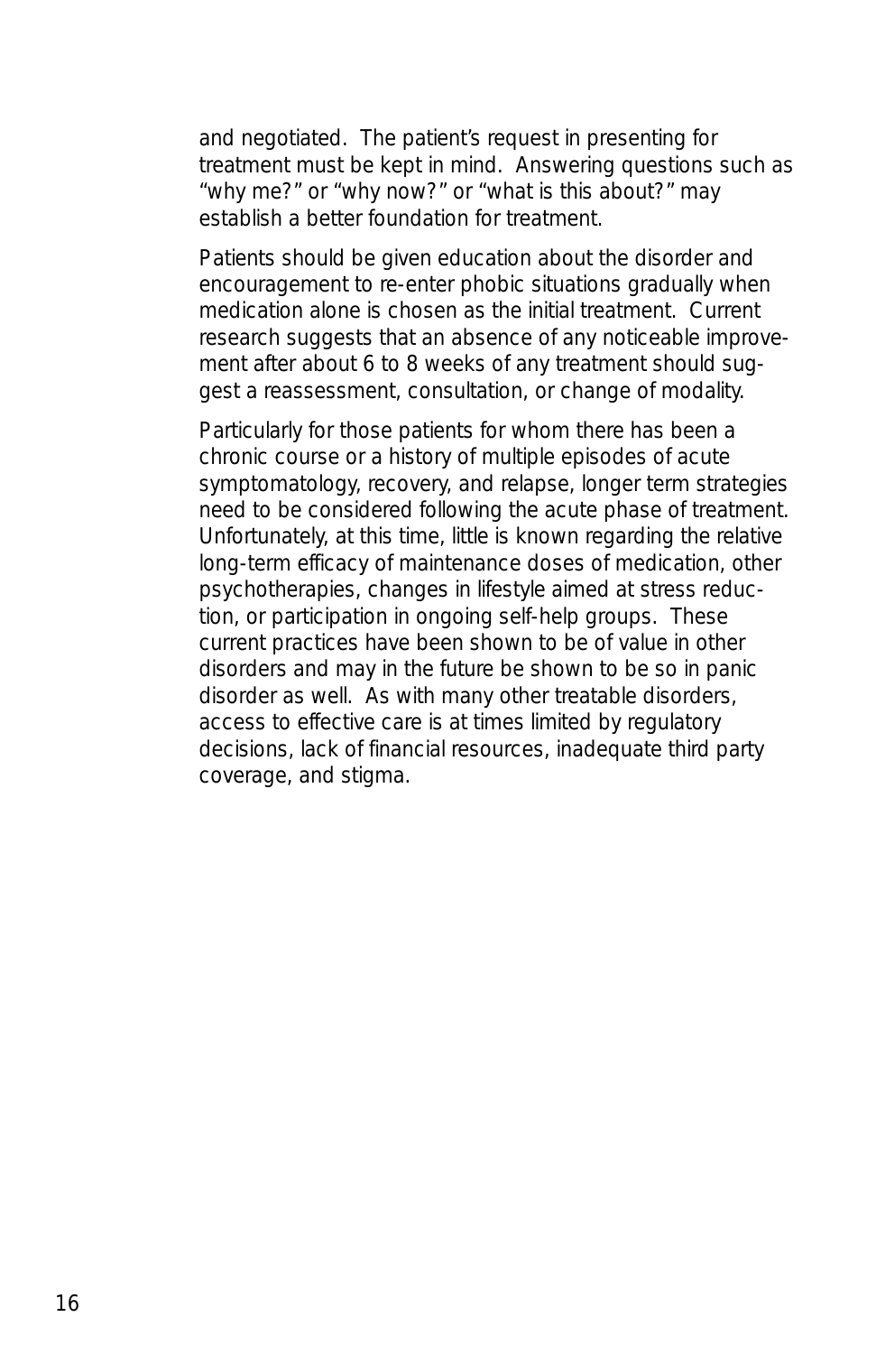and negotiated. The patient's request in presenting for treatment must be kept in mind. Answering questions such as "why me?" or "why now?" or "what is this about?" may establish a better foundation for treatment.

Patients should be given education about the disorder and encouragement to re-enter phobic situations gradually when medication alone is chosen as the initial treatment. Current research suggests that an absence of any noticeable improvement after about 6 to 8 weeks of any treatment should suggest a reassessment, consultation, or change of modality.

Particularly for those patients for whom there has been a chronic course or a history of multiple episodes of acute symptomatology, recovery, and relapse, longer term strategies need to be considered following the acute phase of treatment. Unfortunately, at this time, little is known regarding the relative long-term efficacy of maintenance doses of medication, other psychotherapies, changes in lifestyle aimed at stress reduction, or participation in ongoing self-help groups. These current practices have been shown to be of value in other disorders and may in the future be shown to be so in panic disorder as well. As with many other treatable disorders, access to effective care is at times limited by regulatory decisions, lack of financial resources, inadequate third party coverage, and stigma.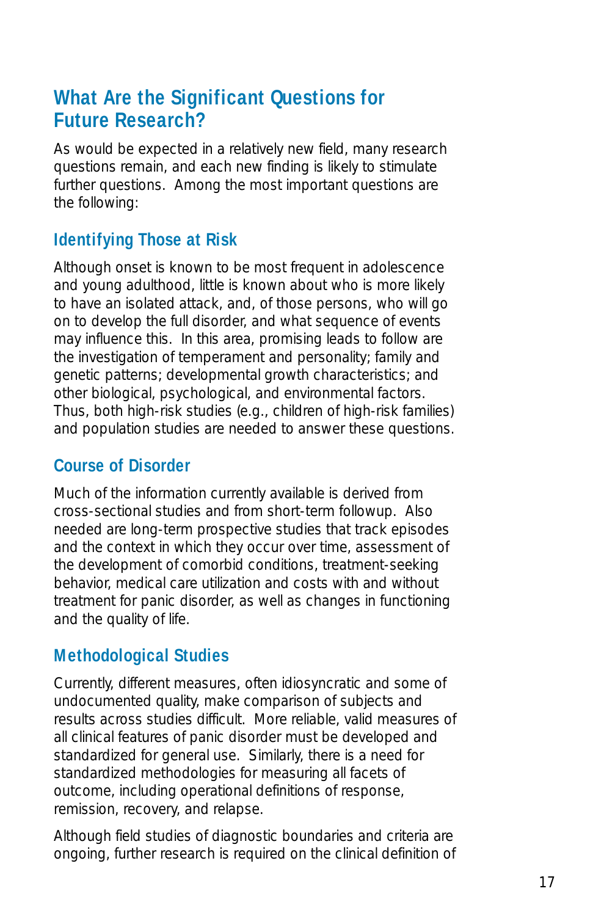## What Are the Significant Questions for Future Research?

As would be expected in a relatively new field, many research questions remain, and each new finding is likely to stimulate further questions. Among the most important questions are the following:

### Identifying Those at Risk

Although onset is known to be most frequent in adolescence and young adulthood, little is known about who is more likely to have an isolated attack, and, of those persons, who will go on to develop the full disorder, and what sequence of events may influence this. In this area, promising leads to follow are the investigation of temperament and personality; family and genetic patterns; developmental growth characteristics; and other biological, psychological, and environmental factors. Thus, both high-risk studies (e.g., children of high-risk families) and population studies are needed to answer these questions.

### Course of Disorder

Much of the information currently available is derived from cross-sectional studies and from short-term followup. Also needed are long-term prospective studies that track episodes and the context in which they occur over time, assessment of the development of comorbid conditions, treatment-seeking behavior, medical care utilization and costs with and without treatment for panic disorder, as well as changes in functioning and the quality of life.

### Methodological Studies

Currently, different measures, often idiosyncratic and some of undocumented quality, make comparison of subjects and results across studies difficult. More reliable, valid measures of all clinical features of panic disorder must be developed and standardized for general use. Similarly, there is a need for standardized methodologies for measuring all facets of outcome, including operational definitions of response, remission, recovery, and relapse.

Although field studies of diagnostic boundaries and criteria are ongoing, further research is required on the clinical definition of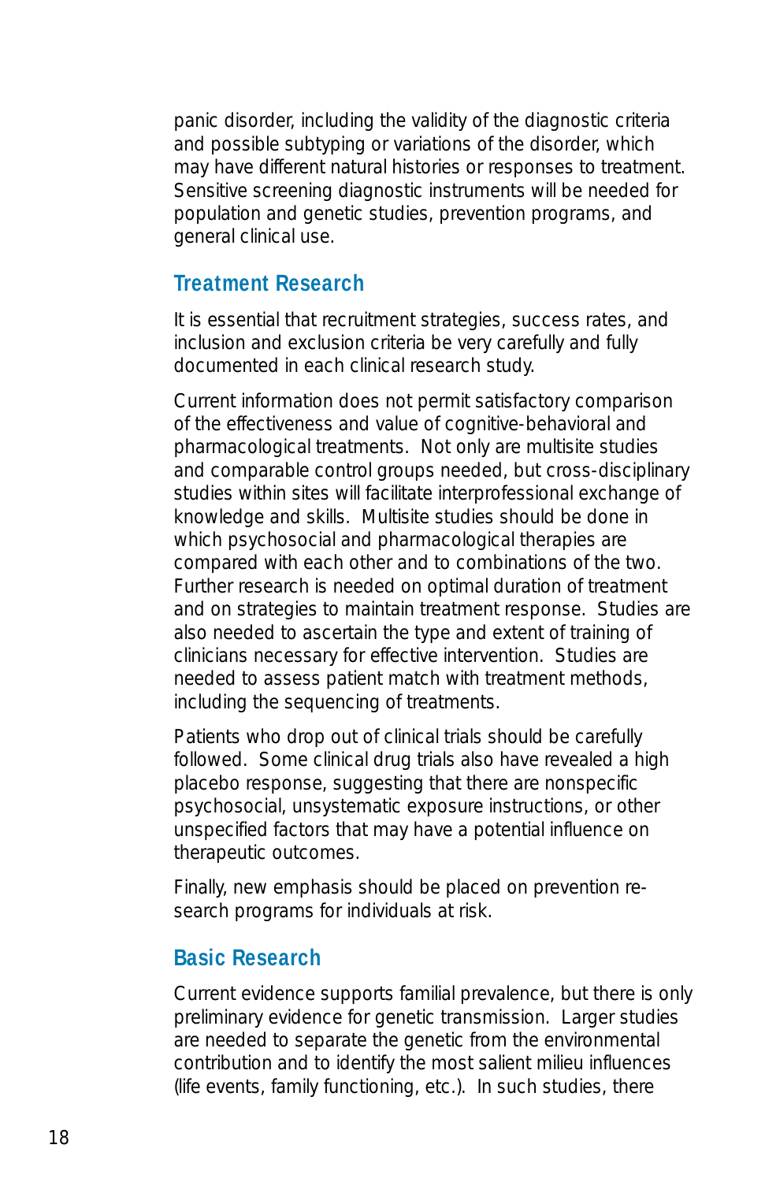panic disorder, including the validity of the diagnostic criteria and possible subtyping or variations of the disorder, which may have different natural histories or responses to treatment. Sensitive screening diagnostic instruments will be needed for population and genetic studies, prevention programs, and general clinical use.

## Treatment Research

It is essential that recruitment strategies, success rates, and inclusion and exclusion criteria be very carefully and fully documented in each clinical research study.

Current information does not permit satisfactory comparison of the effectiveness and value of cognitive-behavioral and pharmacological treatments. Not only are multisite studies and comparable control groups needed, but cross-disciplinary studies within sites will facilitate interprofessional exchange of knowledge and skills. Multisite studies should be done in which psychosocial and pharmacological therapies are compared with each other and to combinations of the two. Further research is needed on optimal duration of treatment and on strategies to maintain treatment response. Studies are also needed to ascertain the type and extent of training of clinicians necessary for effective intervention. Studies are needed to assess patient match with treatment methods, including the sequencing of treatments.

Patients who drop out of clinical trials should be carefully followed. Some clinical drug trials also have revealed a high placebo response, suggesting that there are nonspecific psychosocial, unsystematic exposure instructions, or other unspecified factors that may have a potential influence on therapeutic outcomes.

Finally, new emphasis should be placed on prevention research programs for individuals at risk.

## Basic Research

Current evidence supports familial prevalence, but there is only preliminary evidence for genetic transmission. Larger studies are needed to separate the genetic from the environmental contribution and to identify the most salient milieu influences (life events, family functioning, etc.). In such studies, there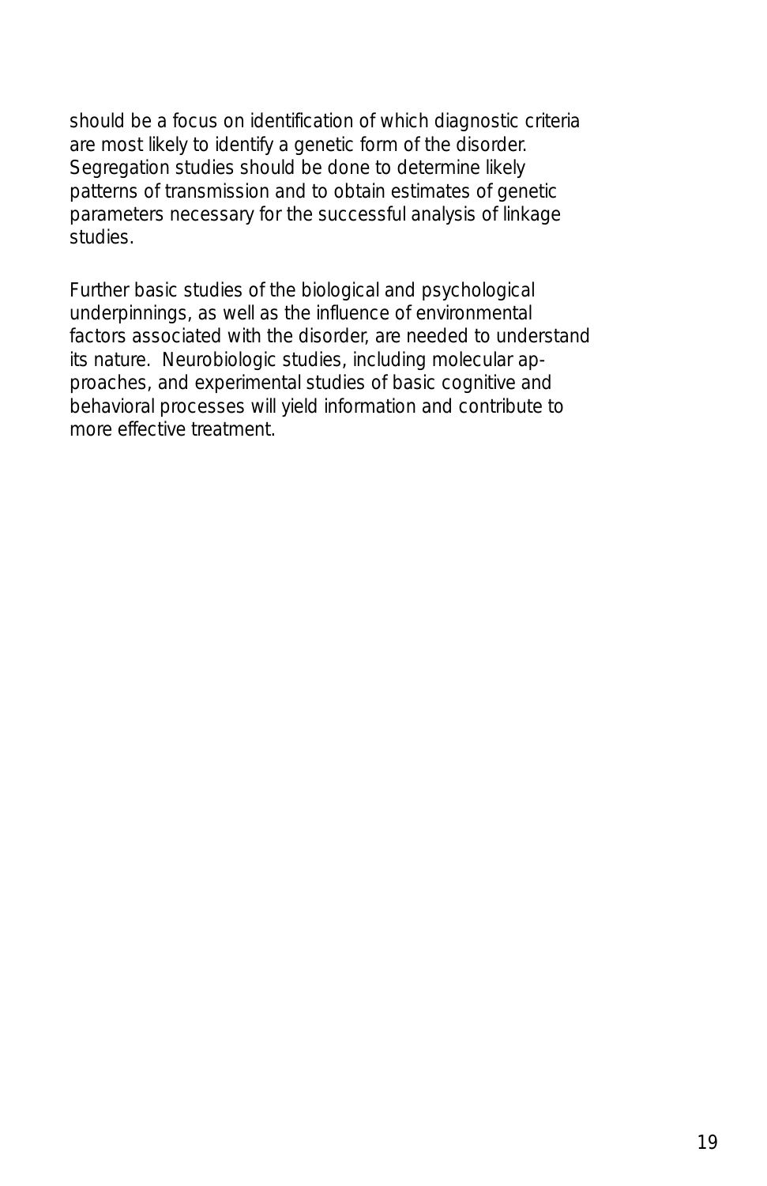should be a focus on identification of which diagnostic criteria are most likely to identify a genetic form of the disorder. Segregation studies should be done to determine likely patterns of transmission and to obtain estimates of genetic parameters necessary for the successful analysis of linkage studies.

Further basic studies of the biological and psychological underpinnings, as well as the influence of environmental factors associated with the disorder, are needed to understand its nature. Neurobiologic studies, including molecular approaches, and experimental studies of basic cognitive and behavioral processes will yield information and contribute to more effective treatment.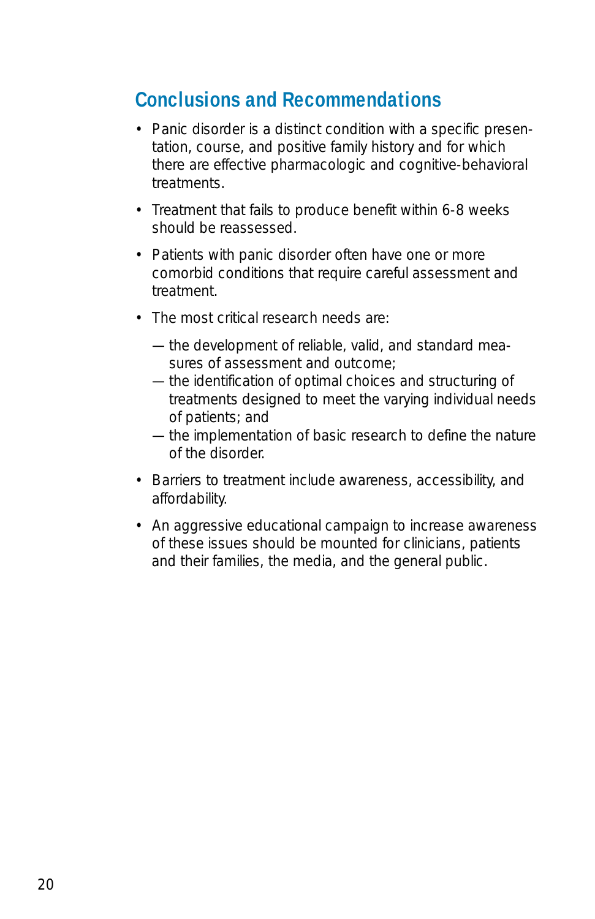## Conclusions and Recommendations

- Panic disorder is a distinct condition with a specific presentation, course, and positive family history and for which there are effective pharmacologic and cognitive-behavioral treatments.
- Treatment that fails to produce benefit within 6-8 weeks should be reassessed.
- Patients with panic disorder often have one or more comorbid conditions that require careful assessment and treatment.
- The most critical research needs are:
  - — the development of reliable, valid, and standard measures of assessment and outcome;
  - — the identification of optimal choices and structuring of treatments designed to meet the varying individual needs of patients; and
  - — the implementation of basic research to define the nature of the disorder.
- Barriers to treatment include awareness, accessibility, and affordability.
- An aggressive educational campaign to increase awareness of these issues should be mounted for clinicians, patients and their families, the media, and the general public.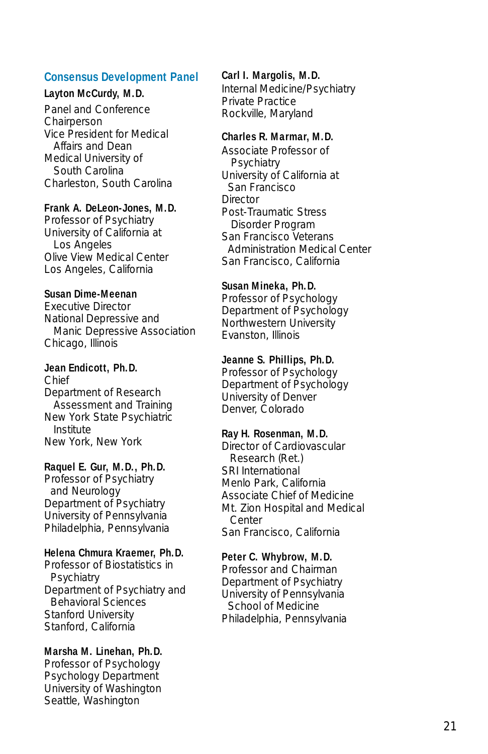## Consensus Development Panel

**Layton McCurdy, M.D.**
Panel and Conference Chairperson
Vice President for Medical Affairs and Dean
Medical University of South Carolina
Charleston, South Carolina

**Frank A. DeLeon-Jones, M.D.**
Professor of Psychiatry
University of California at Los Angeles
Olive View Medical Center
Los Angeles, California

**Susan Dime-Meenan**
Executive Director
National Depressive and Manic Depressive Association
Chicago, Illinois

**Jean Endicott, Ph.D.**
Chief
Department of Research Assessment and Training
New York State Psychiatric Institute
New York, New York

**Raquel E. Gur, M.D., Ph.D.**
Professor of Psychiatry and Neurology
Department of Psychiatry
University of Pennsylvania
Philadelphia, Pennsylvania

**Helena Chmura Kraemer, Ph.D.**
Professor of Biostatistics in Psychiatry
Department of Psychiatry and Behavioral Sciences
Stanford University
Stanford, California

**Marsha M. Linehan, Ph.D.**
Professor of Psychology
Psychology Department
University of Washington
Seattle, Washington

**Carl I. Margolis, M.D.**
Internal Medicine/Psychiatry
Private Practice
Rockville, Maryland

**Charles R. Marmar, M.D.**
Associate Professor of Psychiatry
University of California at San Francisco
Director
Post-Traumatic Stress Disorder Program
San Francisco Veterans Administration Medical Center
San Francisco, California

**Susan Mineka, Ph.D.**
Professor of Psychology
Department of Psychology
Northwestern University
Evanston, Illinois

**Jeanne S. Phillips, Ph.D.**
Professor of Psychology
Department of Psychology
University of Denver
Denver, Colorado

**Ray H. Rosenman, M.D.**
Director of Cardiovascular Research (Ret.)
SRI International
Menlo Park, California
Associate Chief of Medicine
Mt. Zion Hospital and Medical Center
San Francisco, California

**Peter C. Whybrow, M.D.**
Professor and Chairman
Department of Psychiatry
University of Pennsylvania School of Medicine
Philadelphia, Pennsylvania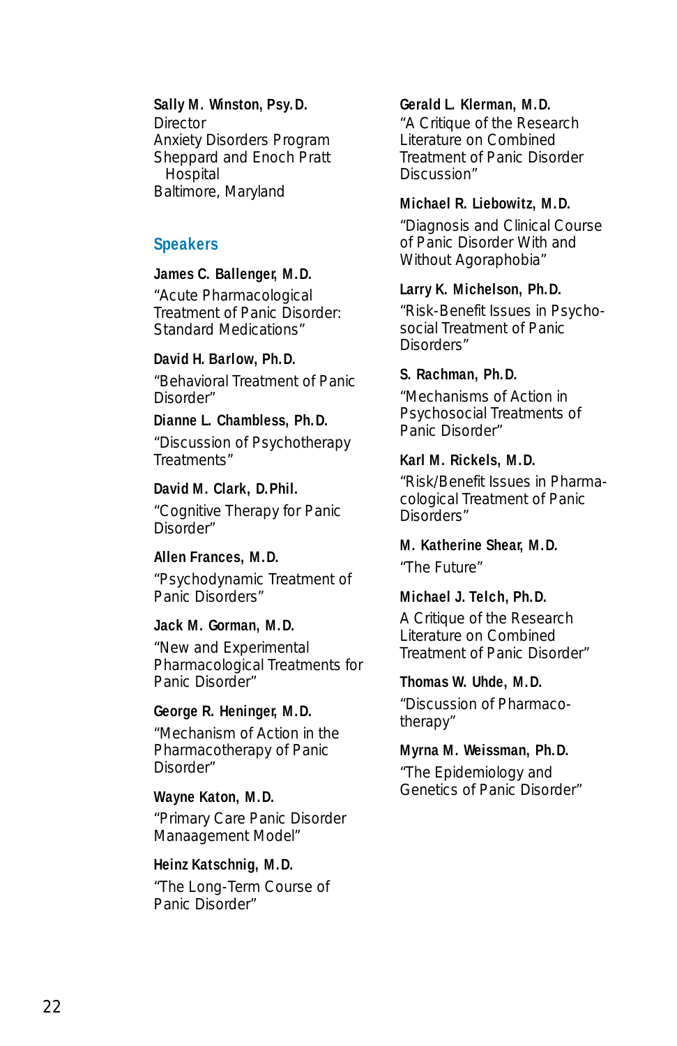**Sally M. Winston, Psy.D.**
Director
Anxiety Disorders Program
Sheppard and Enoch Pratt Hospital
Baltimore, Maryland

## Speakers

**James C. Ballenger, M.D.**
"Acute Pharmacological Treatment of Panic Disorder: Standard Medications"

**David H. Barlow, Ph.D.**
"Behavioral Treatment of Panic Disorder"

**Dianne L. Chambless, Ph.D.**
"Discussion of Psychotherapy Treatments"

**David M. Clark, D.Phil.**
"Cognitive Therapy for Panic Disorder"

**Allen Frances, M.D.**
"Psychodynamic Treatment of Panic Disorders"

**Jack M. Gorman, M.D.**
"New and Experimental Pharmacological Treatments for Panic Disorder"

**George R. Heninger, M.D.**
"Mechanism of Action in the Pharmacotherapy of Panic Disorder"

**Wayne Katon, M.D.**
"Primary Care Panic Disorder Manaagement Model"

**Heinz Katschnig, M.D.**
"The Long-Term Course of Panic Disorder"

**Gerald L. Klerman, M.D.**
"A Critique of the Research Literature on Combined Treatment of Panic Disorder Discussion"

**Michael R. Liebowitz, M.D.**
"Diagnosis and Clinical Course of Panic Disorder With and Without Agoraphobia"

**Larry K. Michelson, Ph.D.**
"Risk-Benefit Issues in Psycho-social Treatment of Panic Disorders"

**S. Rachman, Ph.D.**
"Mechanisms of Action in Psychosocial Treatments of Panic Disorder"

**Karl M. Rickels, M.D.**
"Risk/Benefit Issues in Pharma-cological Treatment of Panic Disorders"

**M. Katherine Shear, M.D.**
"The Future"

**Michael J. Telch, Ph.D.**
A Critique of the Research Literature on Combined Treatment of Panic Disorder"

**Thomas W. Uhde, M.D.**
"Discussion of Pharmaco-therapy"

**Myrna M. Weissman, Ph.D.**
"The Epidemiology and Genetics of Panic Disorder"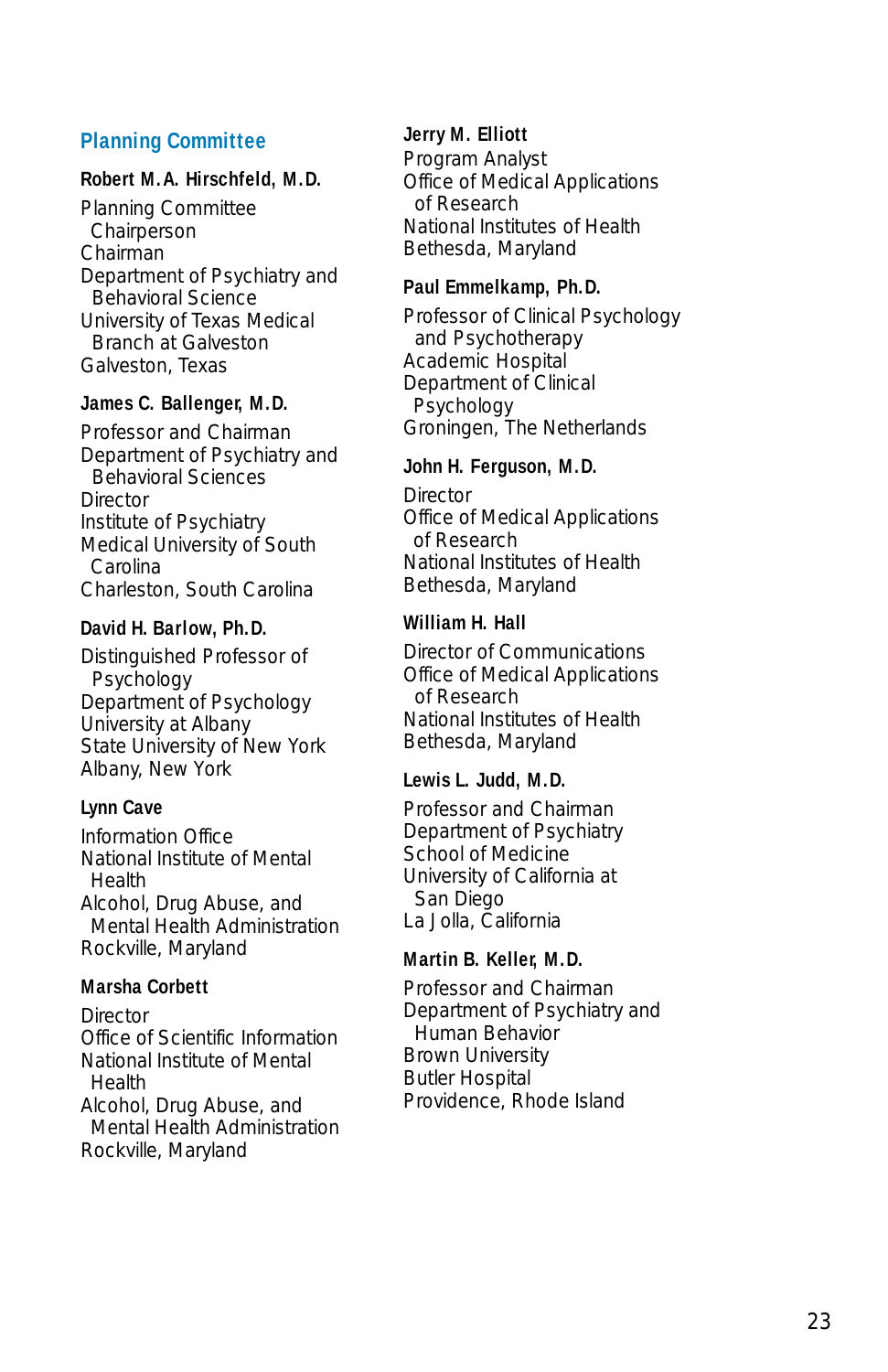## Planning Committee

**Robert M.A. Hirschfeld, M.D.**

Planning Committee Chairperson
Chairman
Department of Psychiatry and Behavioral Science
University of Texas Medical Branch at Galveston
Galveston, Texas

**James C. Ballenger, M.D.**

Professor and Chairman
Department of Psychiatry and Behavioral Sciences
Director
Institute of Psychiatry
Medical University of South Carolina
Charleston, South Carolina

**David H. Barlow, Ph.D.**

Distinguished Professor of Psychology
Department of Psychology
University at Albany
State University of New York
Albany, New York

**Lynn Cave**

Information Office
National Institute of Mental Health
Alcohol, Drug Abuse, and Mental Health Administration
Rockville, Maryland

**Marsha Corbett**

Director
Office of Scientific Information
National Institute of Mental Health
Alcohol, Drug Abuse, and Mental Health Administration
Rockville, Maryland

**Jerry M. Elliott**

Program Analyst
Office of Medical Applications of Research
National Institutes of Health
Bethesda, Maryland

**Paul Emmelkamp, Ph.D.**

Professor of Clinical Psychology and Psychotherapy
Academic Hospital
Department of Clinical Psychology
Groningen, The Netherlands

**John H. Ferguson, M.D.**

Director
Office of Medical Applications of Research
National Institutes of Health
Bethesda, Maryland

**William H. Hall**

Director of Communications
Office of Medical Applications of Research
National Institutes of Health
Bethesda, Maryland

**Lewis L. Judd, M.D.**

Professor and Chairman
Department of Psychiatry
School of Medicine
University of California at San Diego
La Jolla, California

**Martin B. Keller, M.D.**

Professor and Chairman
Department of Psychiatry and Human Behavior
Brown University
Butler Hospital
Providence, Rhode Island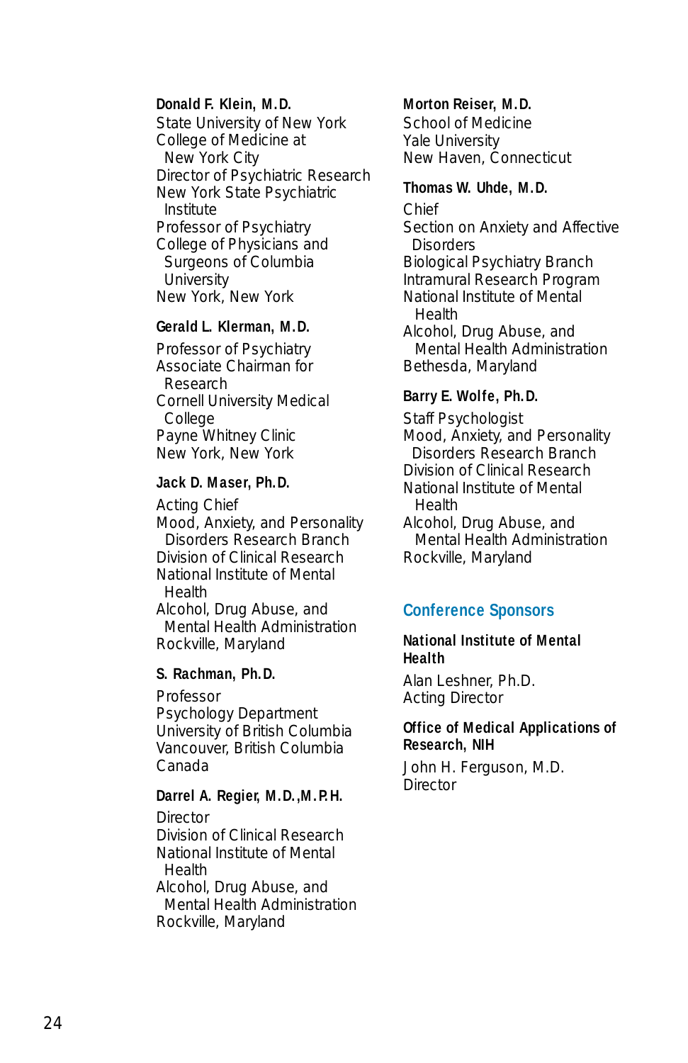**Donald F. Klein, M.D.**
State University of New York
College of Medicine at
New York City
Director of Psychiatric Research
New York State Psychiatric
Institute
Professor of Psychiatry
College of Physicians and
Surgeons of Columbia
University
New York, New York

**Gerald L. Klerman, M.D.**
Professor of Psychiatry
Associate Chairman for
Research
Cornell University Medical
College
Payne Whitney Clinic
New York, New York

**Jack D. Maser, Ph.D.**
Acting Chief
Mood, Anxiety, and Personality
Disorders Research Branch
Division of Clinical Research
National Institute of Mental
Health
Alcohol, Drug Abuse, and
Mental Health Administration
Rockville, Maryland

**S. Rachman, Ph.D.**
Professor
Psychology Department
University of British Columbia
Vancouver, British Columbia
Canada

**Darrel A. Regier, M.D.,M.P.H.**
Director
Division of Clinical Research
National Institute of Mental
Health
Alcohol, Drug Abuse, and
Mental Health Administration
Rockville, Maryland

**Morton Reiser, M.D.**
School of Medicine
Yale University
New Haven, Connecticut

**Thomas W. Uhde, M.D.**
Chief
Section on Anxiety and Affective
Disorders
Biological Psychiatry Branch
Intramural Research Program
National Institute of Mental
Health
Alcohol, Drug Abuse, and
Mental Health Administration
Bethesda, Maryland

**Barry E. Wolfe, Ph.D.**
Staff Psychologist
Mood, Anxiety, and Personality
Disorders Research Branch
Division of Clinical Research
National Institute of Mental
Health
Alcohol, Drug Abuse, and
Mental Health Administration
Rockville, Maryland

## Conference Sponsors

**National Institute of Mental Health**
Alan Leshner, Ph.D.
Acting Director

**Office of Medical Applications of Research, NIH**
John H. Ferguson, M.D.
Director